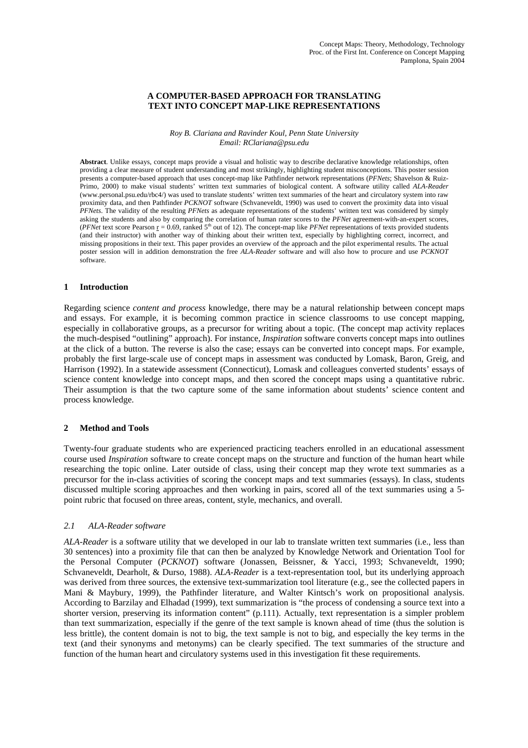Concept Maps: Theory, Methodology, Technology
Proc. of the First Int. Conference on Concept Mapping
Pamplona, Spain 2004

# A COMPUTER-BASED APPROACH FOR TRANSLATING TEXT INTO CONCEPT MAP-LIKE REPRESENTATIONS

*Roy B. Clariana and Ravinder Koul, Penn State University*
*Email: RClariana@psu.edu*

**Abstract**. Unlike essays, concept maps provide a visual and holistic way to describe declarative knowledge relationships, often providing a clear measure of student understanding and most strikingly, highlighting student misconceptions. This poster session presents a computer-based approach that uses concept-map like Pathfinder network representations (*PFNets*; Shavelson & Ruiz-Primo, 2000) to make visual students' written text summaries of biological content. A software utility called *ALA-Reader* (www.personal.psu.edu/rbc4/) was used to translate students' written text summaries of the heart and circulatory system into raw proximity data, and then Pathfinder *PCKNOT* software (Schvaneveldt, 1990) was used to convert the proximity data into visual *PFNets*. The validity of the resulting *PFNets* as adequate representations of the students' written text was considered by simply asking the students and also by comparing the correlation of human rater scores to the *PFNet* agreement-with-an-expert scores, (*PFNet* text score Pearson $\underline{r}$ = 0.69, ranked 5th out of 12). The concept-map like *PFNet* representations of texts provided students (and their instructor) with another way of thinking about their written text, especially by highlighting correct, incorrect, and missing propositions in their text. This paper provides an overview of the approach and the pilot experimental results. The actual poster session will in addition demonstration the free *ALA-Reader* software and will also how to procure and use *PCKNOT* software.

## 1 Introduction

Regarding science *content and process* knowledge, there may be a natural relationship between concept maps and essays. For example, it is becoming common practice in science classrooms to use concept mapping, especially in collaborative groups, as a precursor for writing about a topic. (The concept map activity replaces the much-despised "outlining" approach). For instance, *Inspiration* software converts concept maps into outlines at the click of a button. The reverse is also the case; essays can be converted into concept maps. For example, probably the first large-scale use of concept maps in assessment was conducted by Lomask, Baron, Greig, and Harrison (1992). In a statewide assessment (Connecticut), Lomask and colleagues converted students' essays of science content knowledge into concept maps, and then scored the concept maps using a quantitative rubric. Their assumption is that the two capture some of the same information about students' science content and process knowledge.

## 2 Method and Tools

Twenty-four graduate students who are experienced practicing teachers enrolled in an educational assessment course used *Inspiration* software to create concept maps on the structure and function of the human heart while researching the topic online. Later outside of class, using their concept map they wrote text summaries as a precursor for the in-class activities of scoring the concept maps and text summaries (essays). In class, students discussed multiple scoring approaches and then working in pairs, scored all of the text summaries using a 5-point rubric that focused on three areas, content, style, mechanics, and overall.

### *2.1 ALA-Reader software*

*ALA-Reader* is a software utility that we developed in our lab to translate written text summaries (i.e., less than 30 sentences) into a proximity file that can then be analyzed by Knowledge Network and Orientation Tool for the Personal Computer (*PCKNOT*) software (Jonassen, Beissner, & Yacci, 1993; Schvaneveldt, 1990; Schvaneveldt, Dearholt, & Durso, 1988). *ALA-Reader* is a text-representation tool, but its underlying approach was derived from three sources, the extensive text-summarization tool literature (e.g., see the collected papers in Mani & Maybury, 1999), the Pathfinder literature, and Walter Kintsch's work on propositional analysis. According to Barzilay and Elhadad (1999), text summarization is "the process of condensing a source text into a shorter version, preserving its information content" (p.111). Actually, text representation is a simpler problem than text summarization, especially if the genre of the text sample is known ahead of time (thus the solution is less brittle), the content domain is not to big, the text sample is not to big, and especially the key terms in the text (and their synonyms and metonyms) can be clearly specified. The text summaries of the structure and function of the human heart and circulatory systems used in this investigation fit these requirements.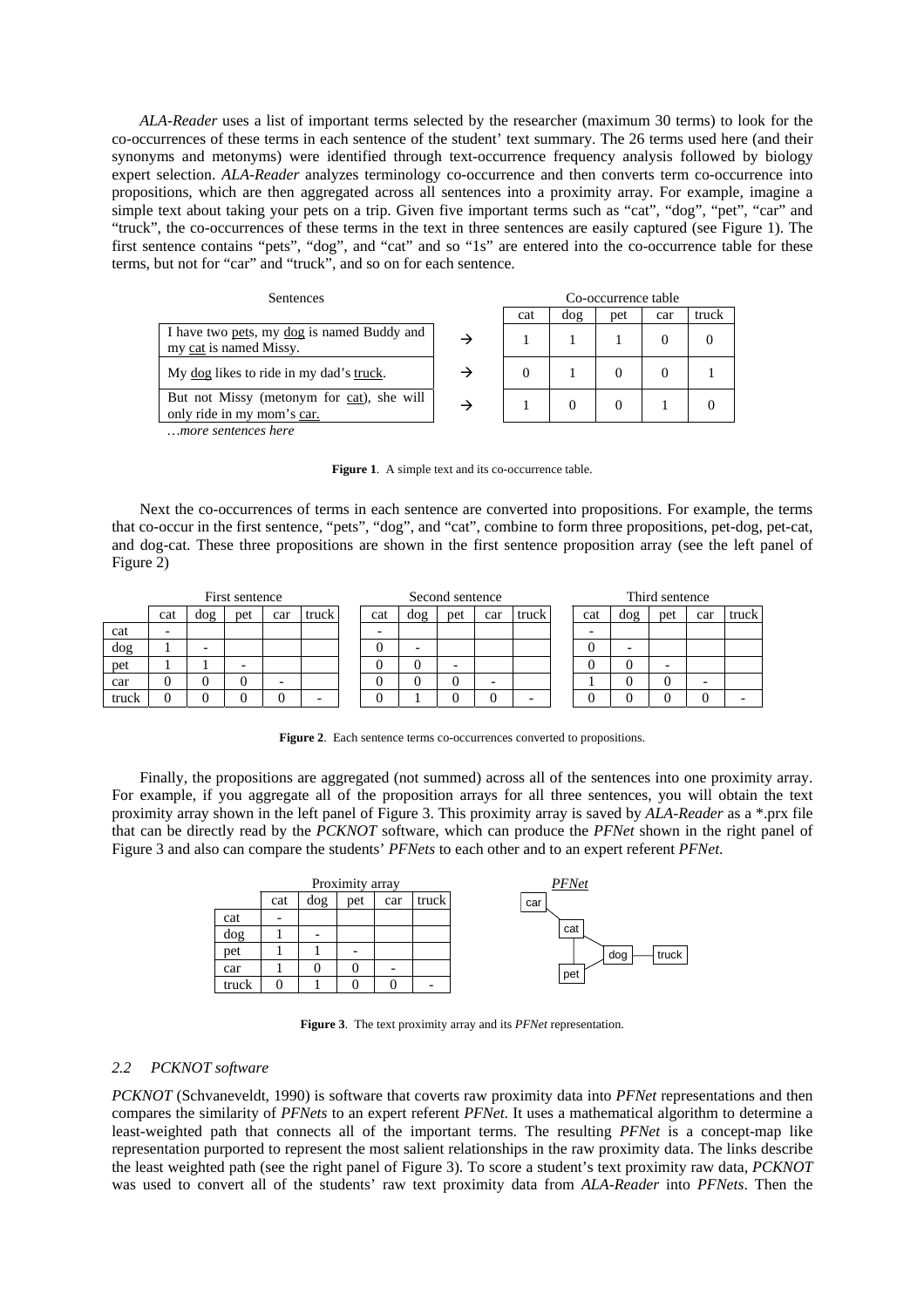*ALA-Reader* uses a list of important terms selected by the researcher (maximum 30 terms) to look for the co-occurrences of these terms in each sentence of the student' text summary. The 26 terms used here (and their synonyms and metonyms) were identified through text-occurrence frequency analysis followed by biology expert selection. *ALA-Reader* analyzes terminology co-occurrence and then converts term co-occurrence into propositions, which are then aggregated across all sentences into a proximity array. For example, imagine a simple text about taking your pets on a trip. Given five important terms such as "cat", "dog", "pet", "car" and "truck", the co-occurrences of these terms in the text in three sentences are easily captured (see Figure 1). The first sentence contains "pets", "dog", and "cat" and so "1s" are entered into the co-occurrence table for these terms, but not for "car" and "truck", and so on for each sentence.

| Sentences | | cat | dog | pet | car | truck |
|---|---|---|---|---|---|---|
| I have two pets, my dog is named Buddy and my cat is named Missy. | → | 1 | 1 | 1 | 0 | 0 |
| My dog likes to ride in my dad's truck. | → | 0 | 1 | 0 | 0 | 1 |
| But not Missy (metonym for cat), she will only ride in my mom's car. | → | 1 | 0 | 0 | 1 | 0 |
| *…more sentences here* | | | | | | |

**Figure 1**. A simple text and its co-occurrence table.

Next the co-occurrences of terms in each sentence are converted into propositions. For example, the terms that co-occur in the first sentence, "pets", "dog", and "cat", combine to form three propositions, pet-dog, pet-cat, and dog-cat. These three propositions are shown in the first sentence proposition array (see the left panel of Figure 2)

First sentence

| | cat | dog | pet | car | truck |
|---|---|---|---|---|---|
| cat | - | | | | |
| dog | 1 | - | | | |
| pet | 1 | 1 | - | | |
| car | 0 | 0 | 0 | - | |
| truck | 0 | 0 | 0 | 0 | - |

Second sentence

| | cat | dog | pet | car | truck |
|---|---|---|---|---|---|
| cat | - | | | | |
| dog | 0 | - | | | |
| pet | 0 | 0 | - | | |
| car | 0 | 0 | 0 | - | |
| truck | 0 | 1 | 0 | 0 | - |

Third sentence

| | cat | dog | pet | car | truck |
|---|---|---|---|---|---|
| cat | - | | | | |
| dog | 0 | - | | | |
| pet | 0 | 0 | - | | |
| car | 1 | 0 | 0 | - | |
| truck | 0 | 0 | 0 | 0 | - |

**Figure 2**. Each sentence terms co-occurrences converted to propositions.

Finally, the propositions are aggregated (not summed) across all of the sentences into one proximity array. For example, if you aggregate all of the proposition arrays for all three sentences, you will obtain the text proximity array shown in the left panel of Figure 3. This proximity array is saved by *ALA-Reader* as a *.prx file that can be directly read by the *PCKNOT* software, which can produce the *PFNet* shown in the right panel of Figure 3 and also can compare the students' *PFNets* to each other and to an expert referent *PFNet.*

Proximity array

| | cat | dog | pet | car | truck |
|---|---|---|---|---|---|
| cat | - | | | | |
| dog | 1 | - | | | |
| pet | 1 | 1 | - | | |
| car | 1 | 0 | 0 | - | |
| truck | 0 | 1 | 0 | 0 | - |

*PFNet*

**Figure 3**. The text proximity array and its *PFNet* representation.

### 2.2 *PCKNOT software*

*PCKNOT* (Schvaneveldt, 1990) is software that coverts raw proximity data into *PFNet* representations and then compares the similarity of *PFNets* to an expert referent *PFNet.* It uses a mathematical algorithm to determine a least-weighted path that connects all of the important terms. The resulting *PFNet* is a concept-map like representation purported to represent the most salient relationships in the raw proximity data. The links describe the least weighted path (see the right panel of Figure 3). To score a student's text proximity raw data, *PCKNOT* was used to convert all of the students' raw text proximity data from *ALA-Reader* into *PFNets*. Then the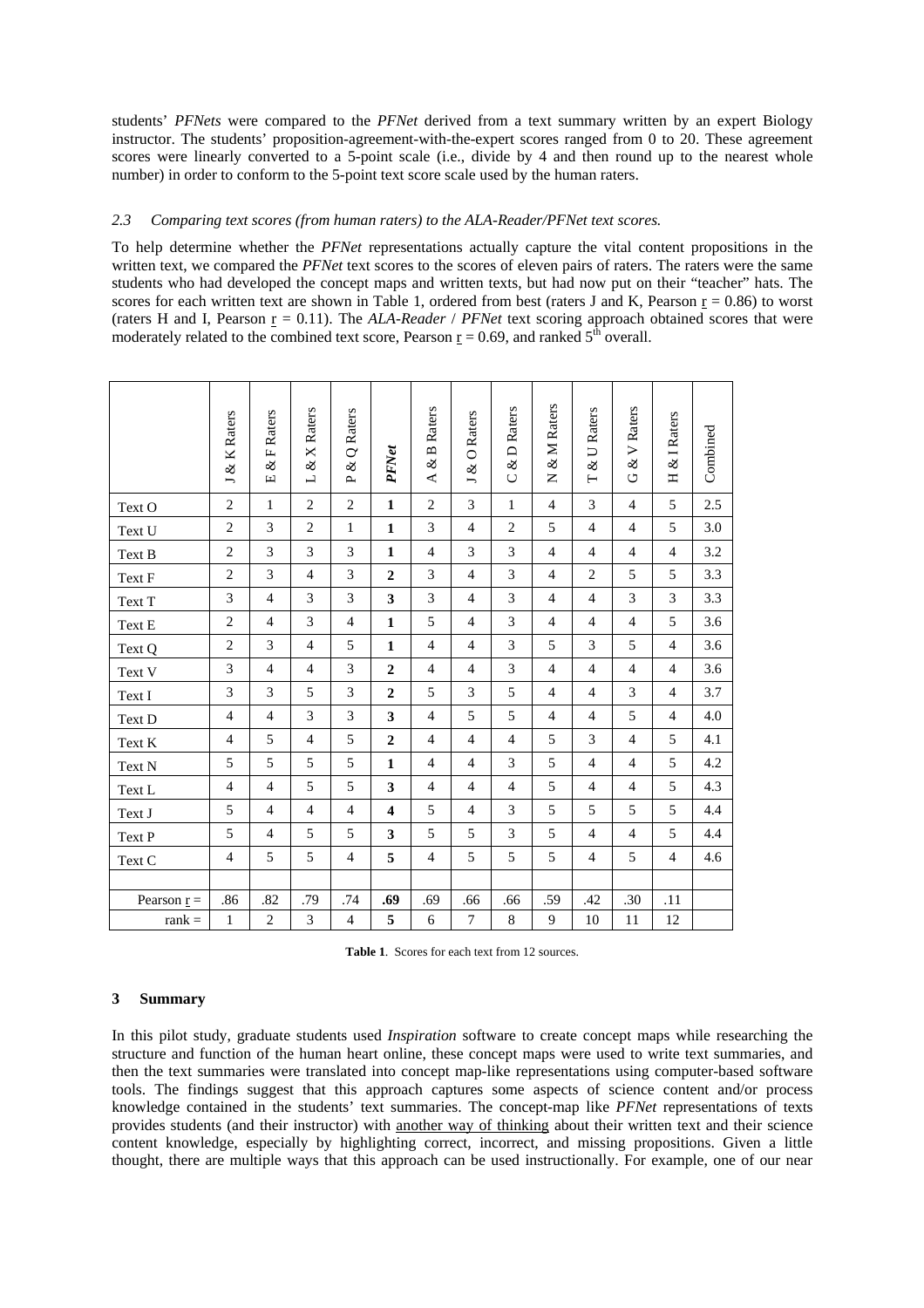students' *PFNets* were compared to the *PFNet* derived from a text summary written by an expert Biology instructor. The students' proposition-agreement-with-the-expert scores ranged from 0 to 20. These agreement scores were linearly converted to a 5-point scale (i.e., divide by 4 and then round up to the nearest whole number) in order to conform to the 5-point text score scale used by the human raters.

### *2.3 Comparing text scores (from human raters) to the ALA-Reader/PFNet text scores.*

To help determine whether the *PFNet* representations actually capture the vital content propositions in the written text, we compared the *PFNet* text scores to the scores of eleven pairs of raters. The raters were the same students who had developed the concept maps and written texts, but had now put on their "teacher" hats. The scores for each written text are shown in Table 1, ordered from best (raters J and K, Pearson r = 0.86) to worst (raters H and I, Pearson r = 0.11). The *ALA-Reader* / *PFNet* text scoring approach obtained scores that were moderately related to the combined text score, Pearson r = 0.69, and ranked 5th overall.

| | J & K Raters | E & F Raters | L & X Raters | P & Q Raters | ***PFNet*** | A & B Raters | J & O Raters | C & D Raters | N & M Raters | T & U Raters | G & V Raters | H & I Raters | Combined |
|---|---|---|---|---|---|---|---|---|---|---|---|---|---|
| Text O | 2 | 1 | 2 | 2 | **1** | 2 | 3 | 1 | 4 | 3 | 4 | 5 | 2.5 |
| Text U | 2 | 3 | 2 | 1 | **1** | 3 | 4 | 2 | 5 | 4 | 4 | 5 | 3.0 |
| Text B | 2 | 3 | 3 | 3 | **1** | 4 | 3 | 3 | 4 | 4 | 4 | 4 | 3.2 |
| Text F | 2 | 3 | 4 | 3 | **2** | 3 | 4 | 3 | 4 | 2 | 5 | 5 | 3.3 |
| Text T | 3 | 4 | 3 | 3 | **3** | 3 | 4 | 3 | 4 | 4 | 3 | 3 | 3.3 |
| Text E | 2 | 4 | 3 | 4 | **1** | 5 | 4 | 3 | 4 | 4 | 4 | 5 | 3.6 |
| Text Q | 2 | 3 | 4 | 5 | **1** | 4 | 4 | 3 | 5 | 3 | 5 | 4 | 3.6 |
| Text V | 3 | 4 | 4 | 3 | **2** | 4 | 4 | 3 | 4 | 4 | 4 | 4 | 3.6 |
| Text I | 3 | 3 | 5 | 3 | **2** | 5 | 3 | 5 | 4 | 4 | 3 | 4 | 3.7 |
| Text D | 4 | 4 | 3 | 3 | **3** | 4 | 5 | 5 | 4 | 4 | 5 | 4 | 4.0 |
| Text K | 4 | 5 | 4 | 5 | **2** | 4 | 4 | 4 | 5 | 3 | 4 | 5 | 4.1 |
| Text N | 5 | 5 | 5 | 5 | **1** | 4 | 4 | 3 | 5 | 4 | 4 | 5 | 4.2 |
| Text L | 4 | 4 | 5 | 5 | **3** | 4 | 4 | 4 | 5 | 4 | 4 | 5 | 4.3 |
| Text J | 5 | 4 | 4 | 4 | **4** | 5 | 4 | 3 | 5 | 5 | 5 | 5 | 4.4 |
| Text P | 5 | 4 | 5 | 5 | **3** | 5 | 5 | 3 | 5 | 4 | 4 | 5 | 4.4 |
| Text C | 4 | 5 | 5 | 4 | **5** | 4 | 5 | 5 | 5 | 4 | 5 | 4 | 4.6 |
| | | | | | | | | | | | | | |
| Pearson r = | .86 | .82 | .79 | .74 | **.69** | .69 | .66 | .66 | .59 | .42 | .30 | .11 | |
| rank = | 1 | 2 | 3 | 4 | **5** | 6 | 7 | 8 | 9 | 10 | 11 | 12 | |

**Table 1**. Scores for each text from 12 sources.

## 3 Summary

In this pilot study, graduate students used *Inspiration* software to create concept maps while researching the structure and function of the human heart online, these concept maps were used to write text summaries, and then the text summaries were translated into concept map-like representations using computer-based software tools. The findings suggest that this approach captures some aspects of science content and/or process knowledge contained in the students' text summaries. The concept-map like *PFNet* representations of texts provides students (and their instructor) with another way of thinking about their written text and their science content knowledge, especially by highlighting correct, incorrect, and missing propositions. Given a little thought, there are multiple ways that this approach can be used instructionally. For example, one of our near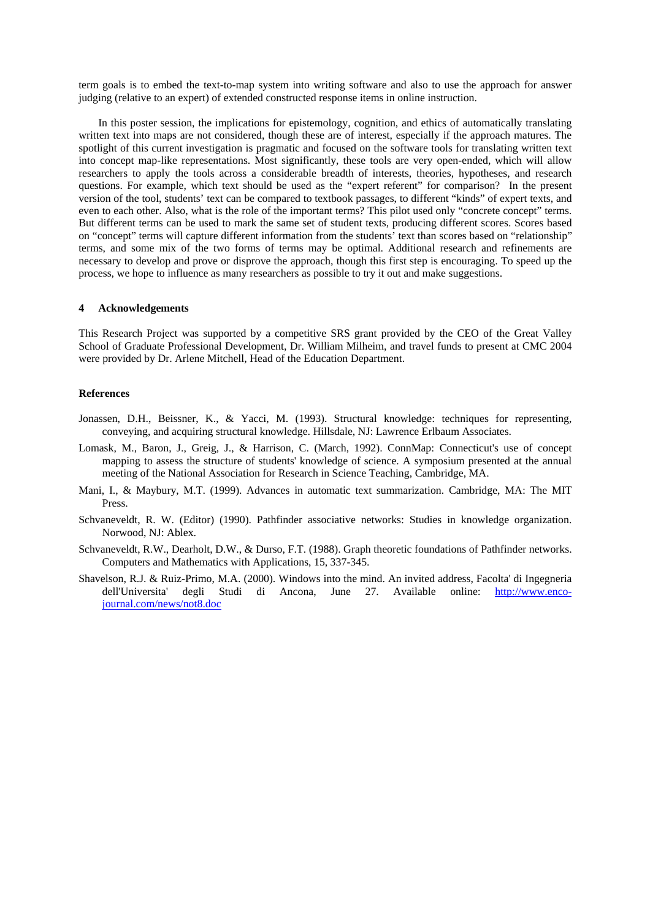term goals is to embed the text-to-map system into writing software and also to use the approach for answer judging (relative to an expert) of extended constructed response items in online instruction.

In this poster session, the implications for epistemology, cognition, and ethics of automatically translating written text into maps are not considered, though these are of interest, especially if the approach matures. The spotlight of this current investigation is pragmatic and focused on the software tools for translating written text into concept map-like representations. Most significantly, these tools are very open-ended, which will allow researchers to apply the tools across a considerable breadth of interests, theories, hypotheses, and research questions. For example, which text should be used as the "expert referent" for comparison? In the present version of the tool, students' text can be compared to textbook passages, to different "kinds" of expert texts, and even to each other. Also, what is the role of the important terms? This pilot used only "concrete concept" terms. But different terms can be used to mark the same set of student texts, producing different scores. Scores based on "concept" terms will capture different information from the students' text than scores based on "relationship" terms, and some mix of the two forms of terms may be optimal. Additional research and refinements are necessary to develop and prove or disprove the approach, though this first step is encouraging. To speed up the process, we hope to influence as many researchers as possible to try it out and make suggestions.

## 4 Acknowledgements

This Research Project was supported by a competitive SRS grant provided by the CEO of the Great Valley School of Graduate Professional Development, Dr. William Milheim, and travel funds to present at CMC 2004 were provided by Dr. Arlene Mitchell, Head of the Education Department.

## References

Jonassen, D.H., Beissner, K., & Yacci, M. (1993). Structural knowledge: techniques for representing, conveying, and acquiring structural knowledge. Hillsdale, NJ: Lawrence Erlbaum Associates.

Lomask, M., Baron, J., Greig, J., & Harrison, C. (March, 1992). ConnMap: Connecticut's use of concept mapping to assess the structure of students' knowledge of science. A symposium presented at the annual meeting of the National Association for Research in Science Teaching, Cambridge, MA.

Mani, I., & Maybury, M.T. (1999). Advances in automatic text summarization. Cambridge, MA: The MIT Press.

Schvaneveldt, R. W. (Editor) (1990). Pathfinder associative networks: Studies in knowledge organization. Norwood, NJ: Ablex.

Schvaneveldt, R.W., Dearholt, D.W., & Durso, F.T. (1988). Graph theoretic foundations of Pathfinder networks. Computers and Mathematics with Applications, 15, 337-345.

Shavelson, R.J. & Ruiz-Primo, M.A. (2000). Windows into the mind. An invited address, Facolta' di Ingegneria dell'Universita' degli Studi di Ancona, June 27. Available online: http://www.enco-journal.com/news/not8.doc